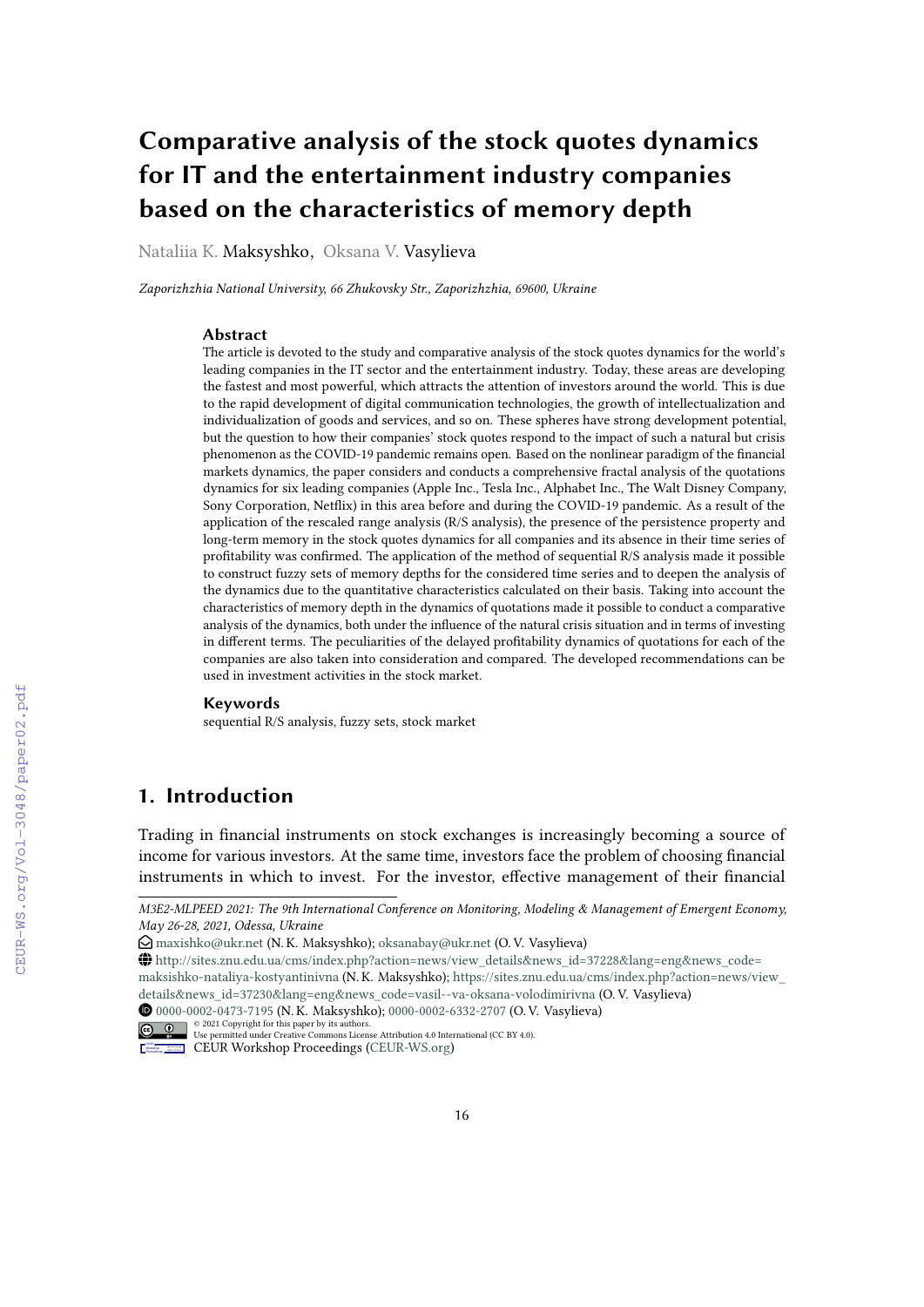# Comparative analysis of the stock quotes dynamics for IT and the entertainment industry companies based on the characteristics of memory depth

Nataliia K. Maksyshko, Oksana V. Vasylieva

*Zaporizhzhia National University, 66 Zhukovsky Str., Zaporizhzhia, 69600, Ukraine*

### Abstract

The article is devoted to the study and comparative analysis of the stock quotes dynamics for the world's leading companies in the IT sector and the entertainment industry. Today, these areas are developing the fastest and most powerful, which attracts the attention of investors around the world. This is due to the rapid development of digital communication technologies, the growth of intellectualization and individualization of goods and services, and so on. These spheres have strong development potential, but the question to how their companies' stock quotes respond to the impact of such a natural but crisis phenomenon as the COVID-19 pandemic remains open. Based on the nonlinear paradigm of the financial markets dynamics, the paper considers and conducts a comprehensive fractal analysis of the quotations dynamics for six leading companies (Apple Inc., Tesla Inc., Alphabet Inc., The Walt Disney Company, Sony Corporation, Netflix) in this area before and during the COVID-19 pandemic. As a result of the application of the rescaled range analysis (R/S analysis), the presence of the persistence property and long-term memory in the stock quotes dynamics for all companies and its absence in their time series of profitability was confirmed. The application of the method of sequential R/S analysis made it possible to construct fuzzy sets of memory depths for the considered time series and to deepen the analysis of the dynamics due to the quantitative characteristics calculated on their basis. Taking into account the characteristics of memory depth in the dynamics of quotations made it possible to conduct a comparative analysis of the dynamics, both under the influence of the natural crisis situation and in terms of investing in different terms. The peculiarities of the delayed profitability dynamics of quotations for each of the companies are also taken into consideration and compared. The developed recommendations can be used in investment activities in the stock market.

### Keywords

sequential R/S analysis, fuzzy sets, stock market

## 1. Introduction

Trading in financial instruments on stock exchanges is increasingly becoming a source of income for various investors. At the same time, investors face the problem of choosing financial instruments in which to invest. For the investor, effective management of their financial

---

*M3E2-MLPEED 2021: The 9th International Conference on Monitoring, Modeling & Management of Emergent Economy, May 26-28, 2021, Odessa, Ukraine*

maxishko@ukr.net (N. K. Maksyshko); oksanabay@ukr.net (O. V. Vasylieva)

http://sites.znu.edu.ua/cms/index.php?action=news/view_details&news_id=37228&lang=eng&news_code=maksishko-nataliya-kostyantinivna (N. K. Maksyshko); https://sites.znu.edu.ua/cms/index.php?action=news/view_details&news_id=37230&lang=eng&news_code=vasil--va-oksana-volodimirivna (O. V. Vasylieva)

0000-0002-0473-7195 (N. K. Maksyshko); 0000-0002-6332-2707 (O. V. Vasylieva)

© 2021 Copyright for this paper by its authors. Use permitted under Creative Commons License Attribution 4.0 International (CC BY 4.0).

CEUR Workshop Proceedings (CEUR-WS.org)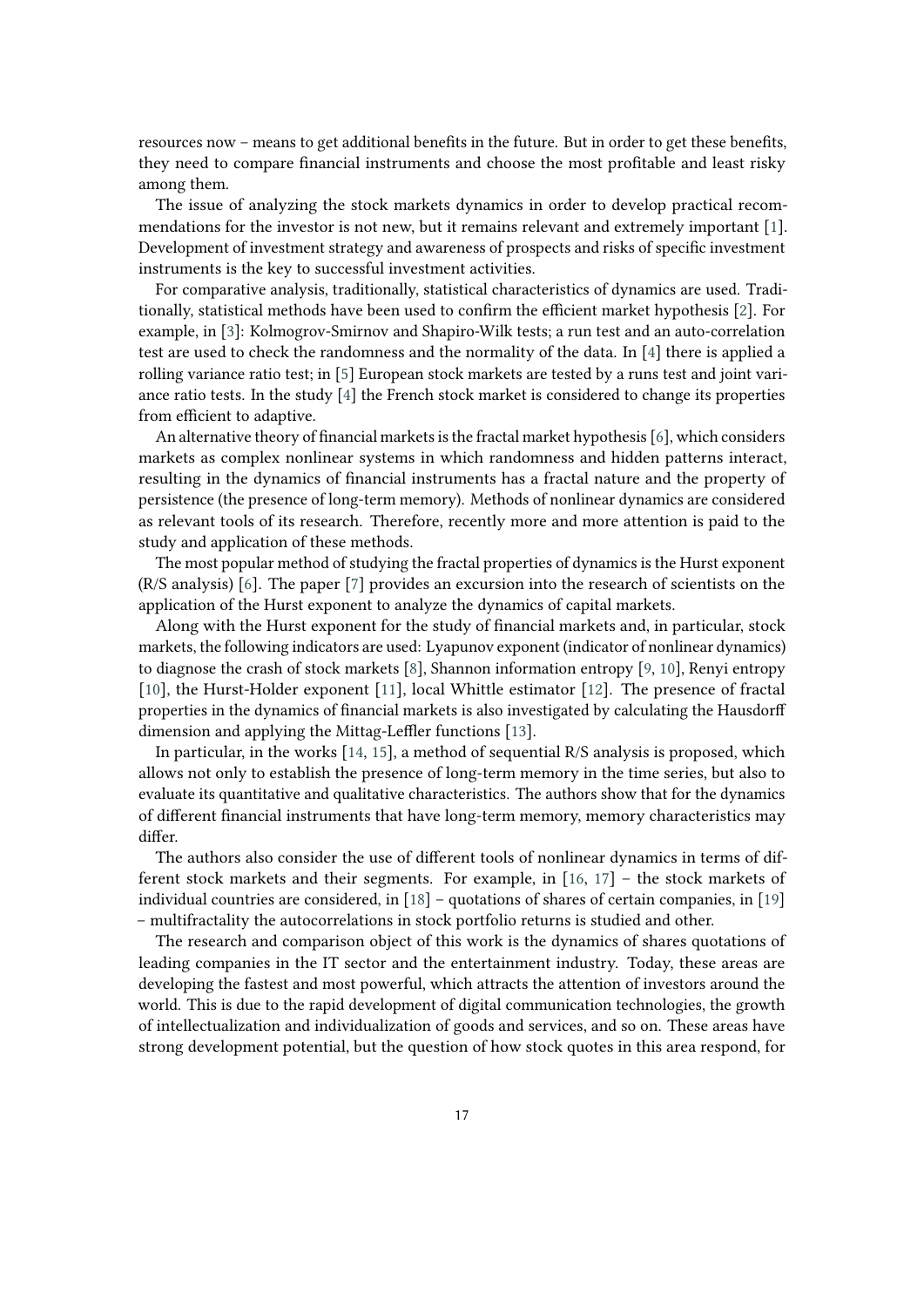resources now – means to get additional benefits in the future. But in order to get these benefits, they need to compare financial instruments and choose the most profitable and least risky among them.

The issue of analyzing the stock markets dynamics in order to develop practical recommendations for the investor is not new, but it remains relevant and extremely important [1]. Development of investment strategy and awareness of prospects and risks of specific investment instruments is the key to successful investment activities.

For comparative analysis, traditionally, statistical characteristics of dynamics are used. Traditionally, statistical methods have been used to confirm the efficient market hypothesis [2]. For example, in [3]: Kolmogrov-Smirnov and Shapiro-Wilk tests; a run test and an auto-correlation test are used to check the randomness and the normality of the data. In [4] there is applied a rolling variance ratio test; in [5] European stock markets are tested by a runs test and joint variance ratio tests. In the study [4] the French stock market is considered to change its properties from efficient to adaptive.

An alternative theory of financial markets is the fractal market hypothesis [6], which considers markets as complex nonlinear systems in which randomness and hidden patterns interact, resulting in the dynamics of financial instruments has a fractal nature and the property of persistence (the presence of long-term memory). Methods of nonlinear dynamics are considered as relevant tools of its research. Therefore, recently more and more attention is paid to the study and application of these methods.

The most popular method of studying the fractal properties of dynamics is the Hurst exponent (R/S analysis) [6]. The paper [7] provides an excursion into the research of scientists on the application of the Hurst exponent to analyze the dynamics of capital markets.

Along with the Hurst exponent for the study of financial markets and, in particular, stock markets, the following indicators are used: Lyapunov exponent (indicator of nonlinear dynamics) to diagnose the crash of stock markets [8], Shannon information entropy [9, 10], Renyi entropy [10], the Hurst-Holder exponent [11], local Whittle estimator [12]. The presence of fractal properties in the dynamics of financial markets is also investigated by calculating the Hausdorff dimension and applying the Mittag-Leffler functions [13].

In particular, in the works [14, 15], a method of sequential R/S analysis is proposed, which allows not only to establish the presence of long-term memory in the time series, but also to evaluate its quantitative and qualitative characteristics. The authors show that for the dynamics of different financial instruments that have long-term memory, memory characteristics may differ.

The authors also consider the use of different tools of nonlinear dynamics in terms of different stock markets and their segments. For example, in [16, 17] – the stock markets of individual countries are considered, in [18] – quotations of shares of certain companies, in [19] – multifractality the autocorrelations in stock portfolio returns is studied and other.

The research and comparison object of this work is the dynamics of shares quotations of leading companies in the IT sector and the entertainment industry. Today, these areas are developing the fastest and most powerful, which attracts the attention of investors around the world. This is due to the rapid development of digital communication technologies, the growth of intellectualization and individualization of goods and services, and so on. These areas have strong development potential, but the question of how stock quotes in this area respond, for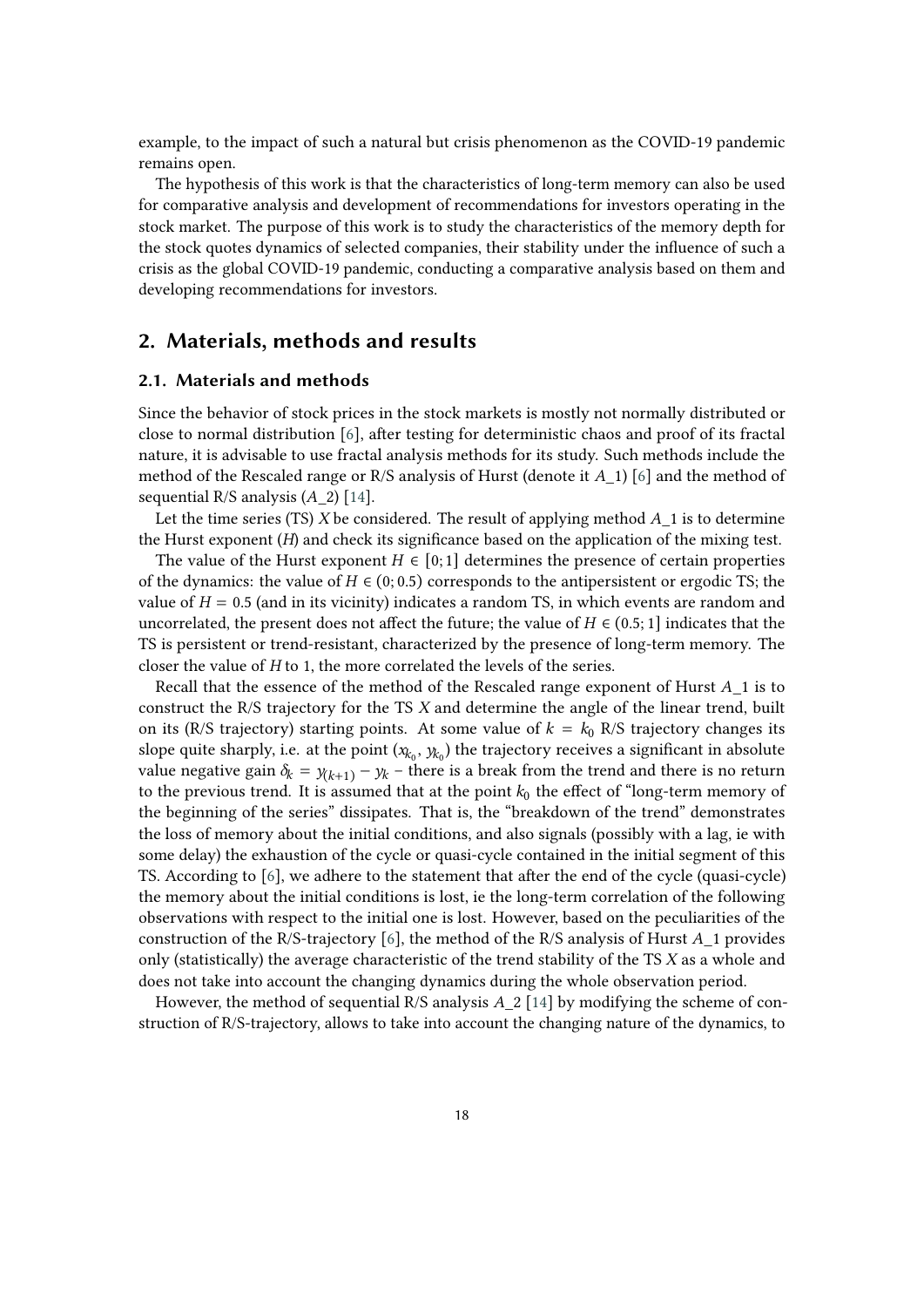example, to the impact of such a natural but crisis phenomenon as the COVID-19 pandemic remains open.

The hypothesis of this work is that the characteristics of long-term memory can also be used for comparative analysis and development of recommendations for investors operating in the stock market. The purpose of this work is to study the characteristics of the memory depth for the stock quotes dynamics of selected companies, their stability under the influence of such a crisis as the global COVID-19 pandemic, conducting a comparative analysis based on them and developing recommendations for investors.

## 2. Materials, methods and results

### 2.1. Materials and methods

Since the behavior of stock prices in the stock markets is mostly not normally distributed or close to normal distribution [6], after testing for deterministic chaos and proof of its fractal nature, it is advisable to use fractal analysis methods for its study. Such methods include the method of the Rescaled range or R/S analysis of Hurst (denote it $A\_1$) [6] and the method of sequential R/S analysis ($A\_2$) [14].

Let the time series (TS) $X$ be considered. The result of applying method $A\_1$ is to determine the Hurst exponent ($H$) and check its significance based on the application of the mixing test.

The value of the Hurst exponent $H \in [0; 1]$ determines the presence of certain properties of the dynamics: the value of $H \in (0; 0.5)$ corresponds to the antipersistent or ergodic TS; the value of $H = 0.5$ (and in its vicinity) indicates a random TS, in which events are random and uncorrelated, the present does not affect the future; the value of $H \in (0.5; 1]$ indicates that the TS is persistent or trend-resistant, characterized by the presence of long-term memory. The closer the value of $H$ to 1, the more correlated the levels of the series.

Recall that the essence of the method of the Rescaled range exponent of Hurst $A\_1$ is to construct the R/S trajectory for the TS $X$ and determine the angle of the linear trend, built on its (R/S trajectory) starting points. At some value of $k = k_0$ R/S trajectory changes its slope quite sharply, i.e. at the point $(x_{k_0}, y_{k_0})$ the trajectory receives a significant in absolute value negative gain $\delta_k = y_{(k+1)} - y_k$ – there is a break from the trend and there is no return to the previous trend. It is assumed that at the point $k_0$ the effect of "long-term memory of the beginning of the series" dissipates. That is, the "breakdown of the trend" demonstrates the loss of memory about the initial conditions, and also signals (possibly with a lag, ie with some delay) the exhaustion of the cycle or quasi-cycle contained in the initial segment of this TS. According to [6], we adhere to the statement that after the end of the cycle (quasi-cycle) the memory about the initial conditions is lost, ie the long-term correlation of the following observations with respect to the initial one is lost. However, based on the peculiarities of the construction of the R/S-trajectory [6], the method of the R/S analysis of Hurst $A\_1$ provides only (statistically) the average characteristic of the trend stability of the TS $X$ as a whole and does not take into account the changing dynamics during the whole observation period.

However, the method of sequential R/S analysis $A\_2$ [14] by modifying the scheme of construction of R/S-trajectory, allows to take into account the changing nature of the dynamics, to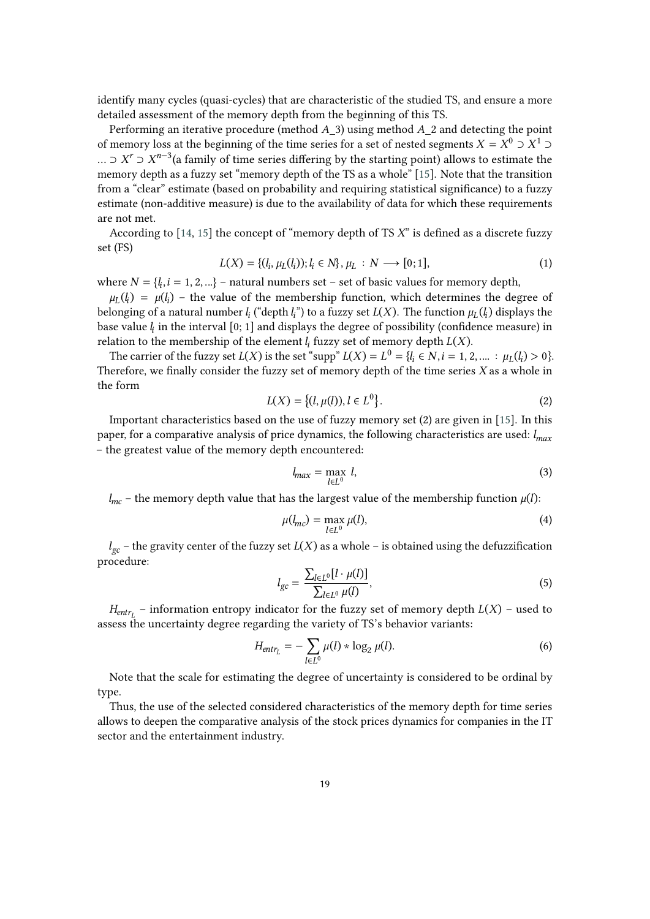identify many cycles (quasi-cycles) that are characteristic of the studied TS, and ensure a more detailed assessment of the memory depth from the beginning of this TS.

Performing an iterative procedure (method $A\_3$) using method $A\_2$ and detecting the point of memory loss at the beginning of the time series for a set of nested segments $X = X^0 \supset X^1 \supset \ldots \supset X^r \supset X^{n-3}$(a family of time series differing by the starting point) allows to estimate the memory depth as a fuzzy set "memory depth of the TS as a whole" [15]. Note that the transition from a "clear" estimate (based on probability and requiring statistical significance) to a fuzzy estimate (non-additive measure) is due to the availability of data for which these requirements are not met.

According to [14, 15] the concept of "memory depth of TS $X$" is defined as a discrete fuzzy set (FS)

$$L(X) = \{(l_i, \mu_L(l_i)); l_i \in N\}, \mu_L : N \longrightarrow [0; 1], \tag{1}$$

where $N = \{l_i, i = 1, 2, \ldots\}$ – natural numbers set – set of basic values for memory depth,

$\mu_L(l_i) = \mu(l_i)$ – the value of the membership function, which determines the degree of belonging of a natural number $l_i$ ("depth $l_i$") to a fuzzy set $L(X)$. The function $\mu_L(l_i)$ displays the base value $l_i$ in the interval [0; 1] and displays the degree of possibility (confidence measure) in relation to the membership of the element $l_i$ fuzzy set of memory depth $L(X)$.

The carrier of the fuzzy set $L(X)$ is the set "supp" $L(X) = L^0 = \{l_i \in N, i = 1, 2, \ldots. : \mu_L(l_i) > 0\}$. Therefore, we finally consider the fuzzy set of memory depth of the time series $X$ as a whole in the form

$$L(X) = \{(l, \mu(l)), l \in L^0\}. \tag{2}$$

Important characteristics based on the use of fuzzy memory set (2) are given in [15]. In this paper, for a comparative analysis of price dynamics, the following characteristics are used: $l_{max}$ – the greatest value of the memory depth encountered:

$$l_{max} = \max_{l \in L^0} l, \tag{3}$$

$l_{mc}$ – the memory depth value that has the largest value of the membership function $\mu(l)$:

$$\mu(l_{mc}) = \max_{l \in L^0} \mu(l), \tag{4}$$

$l_{gc}$ – the gravity center of the fuzzy set $L(X)$ as a whole – is obtained using the defuzzification procedure:

$$l_{gc} = \frac{\sum_{l \in L^0} [l \cdot \mu(l)]}{\sum_{l \in L^0} \mu(l)}, \tag{5}$$

$H_{entr_L}$ – information entropy indicator for the fuzzy set of memory depth $L(X)$ – used to assess the uncertainty degree regarding the variety of TS's behavior variants:

$$H_{entr_L} = -\sum_{l \in L^0} \mu(l) * \log_2 \mu(l). \tag{6}$$

Note that the scale for estimating the degree of uncertainty is considered to be ordinal by type.

Thus, the use of the selected considered characteristics of the memory depth for time series allows to deepen the comparative analysis of the stock prices dynamics for companies in the IT sector and the entertainment industry.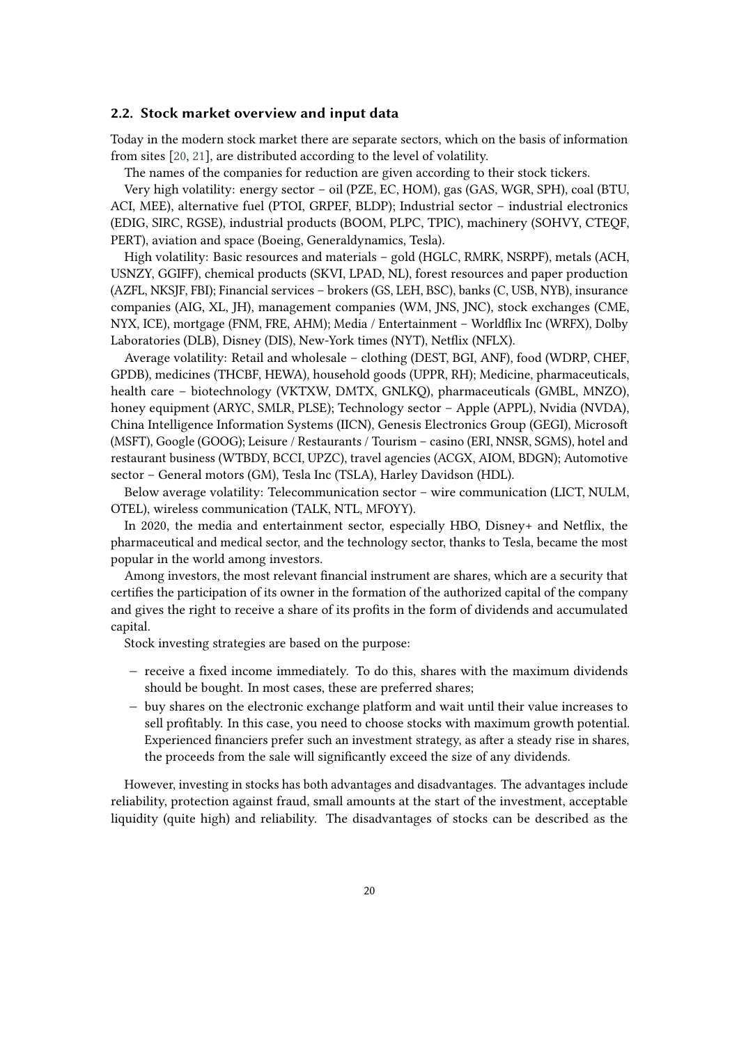### 2.2. Stock market overview and input data

Today in the modern stock market there are separate sectors, which on the basis of information from sites [20, 21], are distributed according to the level of volatility.

The names of the companies for reduction are given according to their stock tickers.

Very high volatility: energy sector – oil (PZE, EC, HOM), gas (GAS, WGR, SPH), coal (BTU, ACI, MEE), alternative fuel (PTOI, GRPEF, BLDP); Industrial sector – industrial electronics (EDIG, SIRC, RGSE), industrial products (BOOM, PLPC, TPIC), machinery (SOHVY, CTEQF, PERT), aviation and space (Boeing, Generaldynamics, Tesla).

High volatility: Basic resources and materials – gold (HGLC, RMRK, NSRPF), metals (ACH, USNZY, GGIFF), chemical products (SKVI, LPAD, NL), forest resources and paper production (AZFL, NKSJF, FBI); Financial services – brokers (GS, LEH, BSC), banks (C, USB, NYB), insurance companies (AIG, XL, JH), management companies (WM, JNS, JNC), stock exchanges (CME, NYX, ICE), mortgage (FNM, FRE, AHM); Media / Entertainment – Worldflix Inc (WRFX), Dolby Laboratories (DLB), Disney (DIS), New-York times (NYT), Netflix (NFLX).

Average volatility: Retail and wholesale – clothing (DEST, BGI, ANF), food (WDRP, CHEF, GPDB), medicines (THCBF, HEWA), household goods (UPPR, RH); Medicine, pharmaceuticals, health care – biotechnology (VKTXW, DMTX, GNLKQ), pharmaceuticals (GMBL, MNZO), honey equipment (ARYC, SMLR, PLSE); Technology sector – Apple (APPL), Nvidia (NVDA), China Intelligence Information Systems (IICN), Genesis Electronics Group (GEGI), Microsoft (MSFT), Google (GOOG); Leisure / Restaurants / Tourism – casino (ERI, NNSR, SGMS), hotel and restaurant business (WTBDY, BCCI, UPZC), travel agencies (ACGX, AIOM, BDGN); Automotive sector – General motors (GM), Tesla Inc (TSLA), Harley Davidson (HDL).

Below average volatility: Telecommunication sector – wire communication (LICT, NULM, OTEL), wireless communication (TALK, NTL, MFOYY).

In 2020, the media and entertainment sector, especially HBO, Disney+ and Netflix, the pharmaceutical and medical sector, and the technology sector, thanks to Tesla, became the most popular in the world among investors.

Among investors, the most relevant financial instrument are shares, which are a security that certifies the participation of its owner in the formation of the authorized capital of the company and gives the right to receive a share of its profits in the form of dividends and accumulated capital.

Stock investing strategies are based on the purpose:

- receive a fixed income immediately. To do this, shares with the maximum dividends should be bought. In most cases, these are preferred shares;
- buy shares on the electronic exchange platform and wait until their value increases to sell profitably. In this case, you need to choose stocks with maximum growth potential. Experienced financiers prefer such an investment strategy, as after a steady rise in shares, the proceeds from the sale will significantly exceed the size of any dividends.

However, investing in stocks has both advantages and disadvantages. The advantages include reliability, protection against fraud, small amounts at the start of the investment, acceptable liquidity (quite high) and reliability. The disadvantages of stocks can be described as the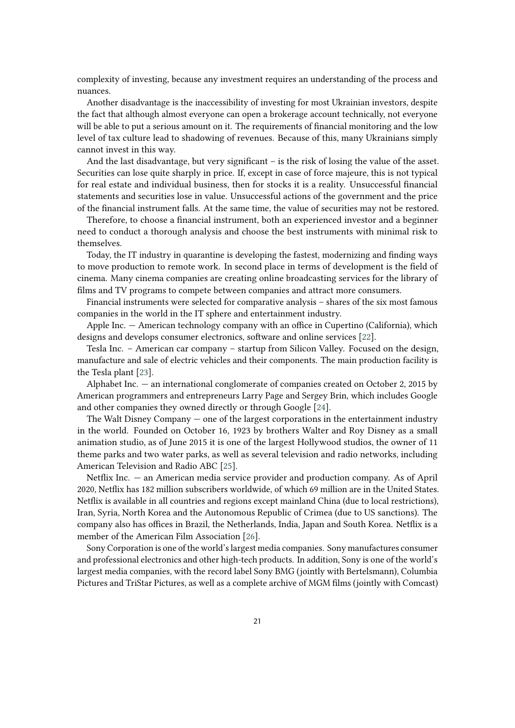complexity of investing, because any investment requires an understanding of the process and nuances.

Another disadvantage is the inaccessibility of investing for most Ukrainian investors, despite the fact that although almost everyone can open a brokerage account technically, not everyone will be able to put a serious amount on it. The requirements of financial monitoring and the low level of tax culture lead to shadowing of revenues. Because of this, many Ukrainians simply cannot invest in this way.

And the last disadvantage, but very significant – is the risk of losing the value of the asset. Securities can lose quite sharply in price. If, except in case of force majeure, this is not typical for real estate and individual business, then for stocks it is a reality. Unsuccessful financial statements and securities lose in value. Unsuccessful actions of the government and the price of the financial instrument falls. At the same time, the value of securities may not be restored.

Therefore, to choose a financial instrument, both an experienced investor and a beginner need to conduct a thorough analysis and choose the best instruments with minimal risk to themselves.

Today, the IT industry in quarantine is developing the fastest, modernizing and finding ways to move production to remote work. In second place in terms of development is the field of cinema. Many cinema companies are creating online broadcasting services for the library of films and TV programs to compete between companies and attract more consumers.

Financial instruments were selected for comparative analysis – shares of the six most famous companies in the world in the IT sphere and entertainment industry.

Apple Inc. — American technology company with an office in Cupertino (California), which designs and develops consumer electronics, software and online services [22].

Tesla Inc. – American car company – startup from Silicon Valley. Focused on the design, manufacture and sale of electric vehicles and their components. The main production facility is the Tesla plant [23].

Alphabet Inc. — an international conglomerate of companies created on October 2, 2015 by American programmers and entrepreneurs Larry Page and Sergey Brin, which includes Google and other companies they owned directly or through Google [24].

The Walt Disney Company — one of the largest corporations in the entertainment industry in the world. Founded on October 16, 1923 by brothers Walter and Roy Disney as a small animation studio, as of June 2015 it is one of the largest Hollywood studios, the owner of 11 theme parks and two water parks, as well as several television and radio networks, including American Television and Radio ABC [25].

Netflix Inc. — an American media service provider and production company. As of April 2020, Netflix has 182 million subscribers worldwide, of which 69 million are in the United States. Netflix is available in all countries and regions except mainland China (due to local restrictions), Iran, Syria, North Korea and the Autonomous Republic of Crimea (due to US sanctions). The company also has offices in Brazil, the Netherlands, India, Japan and South Korea. Netflix is a member of the American Film Association [26].

Sony Corporation is one of the world's largest media companies. Sony manufactures consumer and professional electronics and other high-tech products. In addition, Sony is one of the world's largest media companies, with the record label Sony BMG (jointly with Bertelsmann), Columbia Pictures and TriStar Pictures, as well as a complete archive of MGM films (jointly with Comcast)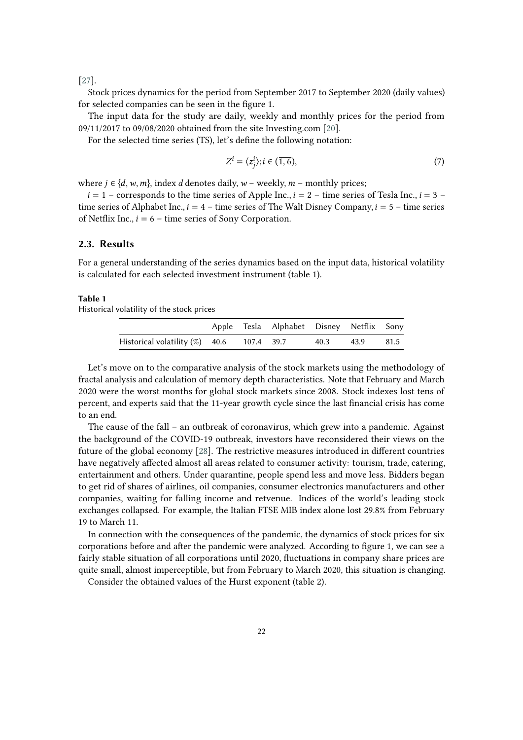[27].

Stock prices dynamics for the period from September 2017 to September 2020 (daily values) for selected companies can be seen in the figure 1.

The input data for the study are daily, weekly and monthly prices for the period from 09/11/2017 to 09/08/2020 obtained from the site Investing.com [20].

For the selected time series (TS), let's define the following notation:

$$Z^i = \langle z_j^i \rangle; i \in (\overline{1,6}), \tag{7}$$

where $j \in \{d, w, m\}$, index $d$ denotes daily, $w$ – weekly, $m$ – monthly prices;

$i = 1$ – corresponds to the time series of Apple Inc., $i = 2$ – time series of Tesla Inc., $i = 3$ – time series of Alphabet Inc., $i = 4$ – time series of The Walt Disney Company, $i = 5$ – time series of Netflix Inc., $i = 6$ – time series of Sony Corporation.

### 2.3. Results

For a general understanding of the series dynamics based on the input data, historical volatility is calculated for each selected investment instrument (table 1).

**Table 1**
Historical volatility of the stock prices

| | Apple | Tesla | Alphabet | Disney | Netflix | Sony |
|---|---|---|---|---|---|---|
| Historical volatility (%) | 40.6 | 107.4 | 39.7 | 40.3 | 43.9 | 81.5 |

Let's move on to the comparative analysis of the stock markets using the methodology of fractal analysis and calculation of memory depth characteristics. Note that February and March 2020 were the worst months for global stock markets since 2008. Stock indexes lost tens of percent, and experts said that the 11-year growth cycle since the last financial crisis has come to an end.

The cause of the fall – an outbreak of coronavirus, which grew into a pandemic. Against the background of the COVID-19 outbreak, investors have reconsidered their views on the future of the global economy [28]. The restrictive measures introduced in different countries have negatively affected almost all areas related to consumer activity: tourism, trade, catering, entertainment and others. Under quarantine, people spend less and move less. Bidders began to get rid of shares of airlines, oil companies, consumer electronics manufacturers and other companies, waiting for falling income and retvenue. Indices of the world's leading stock exchanges collapsed. For example, the Italian FTSE MIB index alone lost 29.8% from February 19 to March 11.

In connection with the consequences of the pandemic, the dynamics of stock prices for six corporations before and after the pandemic were analyzed. According to figure 1, we can see a fairly stable situation of all corporations until 2020, fluctuations in company share prices are quite small, almost imperceptible, but from February to March 2020, this situation is changing.

Consider the obtained values of the Hurst exponent (table 2).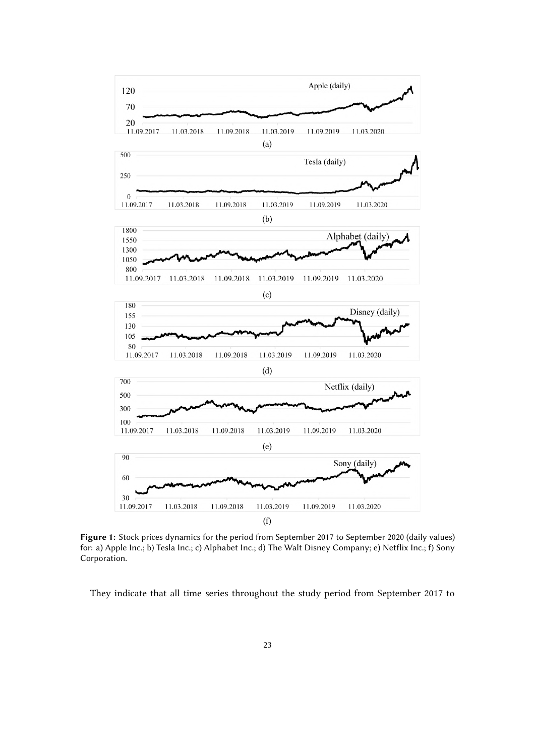Figure 1: Stock prices dynamics for the period from September 2017 to September 2020 (daily values) for: a) Apple Inc.; b) Tesla Inc.; c) Alphabet Inc.; d) The Walt Disney Company; e) Netflix Inc.; f) Sony Corporation.

They indicate that all time series throughout the study period from September 2017 to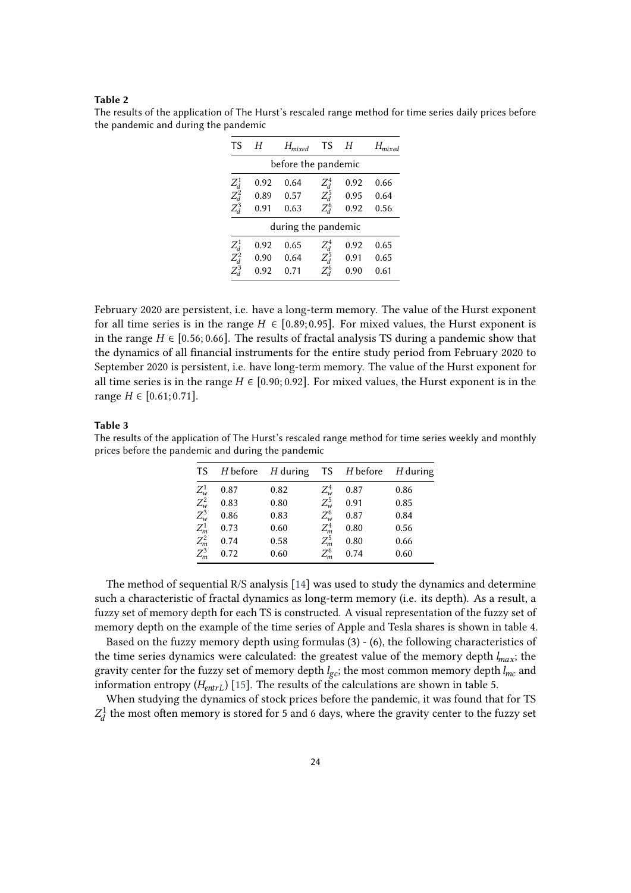**Table 2**

The results of the application of The Hurst's rescaled range method for time series daily prices before the pandemic and during the pandemic

| TS | $H$ | $H_{mixed}$ | TS | $H$ | $H_{mixed}$ |
|---|---|---|---|---|---|
| before the pandemic | | | | | |
| $Z_d^1$ | 0.92 | 0.64 | $Z_d^4$ | 0.92 | 0.66 |
| $Z_d^2$ | 0.89 | 0.57 | $Z_d^5$ | 0.95 | 0.64 |
| $Z_d^3$ | 0.91 | 0.63 | $Z_d^6$ | 0.92 | 0.56 |
| during the pandemic | | | | | |
| $Z_d^1$ | 0.92 | 0.65 | $Z_d^4$ | 0.92 | 0.65 |
| $Z_d^2$ | 0.90 | 0.64 | $Z_d^5$ | 0.91 | 0.65 |
| $Z_d^3$ | 0.92 | 0.71 | $Z_d^6$ | 0.90 | 0.61 |

February 2020 are persistent, i.e. have a long-term memory. The value of the Hurst exponent for all time series is in the range $H \in [0.89; 0.95]$. For mixed values, the Hurst exponent is in the range $H \in [0.56; 0.66]$. The results of fractal analysis TS during a pandemic show that the dynamics of all financial instruments for the entire study period from February 2020 to September 2020 is persistent, i.e. have long-term memory. The value of the Hurst exponent for all time series is in the range $H \in [0.90; 0.92]$. For mixed values, the Hurst exponent is in the range $H \in [0.61; 0.71]$.

**Table 3**

The results of the application of The Hurst's rescaled range method for time series weekly and monthly prices before the pandemic and during the pandemic

| TS | $H$ before | $H$ during | TS | $H$ before | $H$ during |
|---|---|---|---|---|---|
| $Z_w^1$ | 0.87 | 0.82 | $Z_w^4$ | 0.87 | 0.86 |
| $Z_w^2$ | 0.83 | 0.80 | $Z_w^5$ | 0.91 | 0.85 |
| $Z_w^3$ | 0.86 | 0.83 | $Z_w^6$ | 0.87 | 0.84 |
| $Z_m^1$ | 0.73 | 0.60 | $Z_m^4$ | 0.80 | 0.56 |
| $Z_m^2$ | 0.74 | 0.58 | $Z_m^5$ | 0.80 | 0.66 |
| $Z_m^3$ | 0.72 | 0.60 | $Z_m^6$ | 0.74 | 0.60 |

The method of sequential R/S analysis [14] was used to study the dynamics and determine such a characteristic of fractal dynamics as long-term memory (i.e. its depth). As a result, a fuzzy set of memory depth for each TS is constructed. A visual representation of the fuzzy set of memory depth on the example of the time series of Apple and Tesla shares is shown in table 4.

Based on the fuzzy memory depth using formulas (3) - (6), the following characteristics of the time series dynamics were calculated: the greatest value of the memory depth $l_{max}$; the gravity center for the fuzzy set of memory depth $l_{gc}$; the most common memory depth $l_{mc}$ and information entropy ($H_{entrL}$) [15]. The results of the calculations are shown in table 5.

When studying the dynamics of stock prices before the pandemic, it was found that for TS $Z_d^1$ the most often memory is stored for 5 and 6 days, where the gravity center to the fuzzy set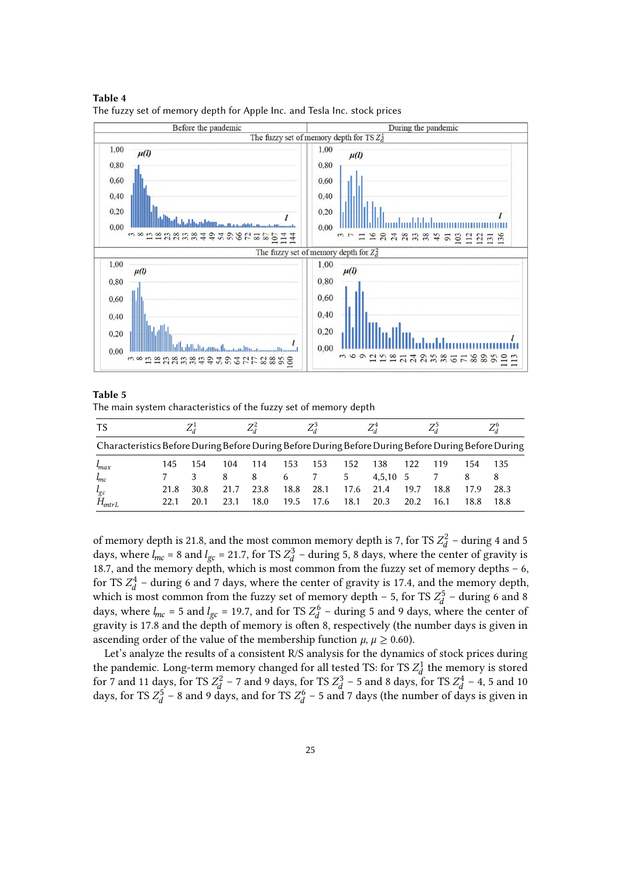**Table 4**
The fuzzy set of memory depth for Apple Inc. and Tesla Inc. stock prices

| Before the pandemic | During the pandemic |
|---|---|
| The fuzzy set of memory depth for TS $Z_d^1$ | |
| The fuzzy set of memory depth for $Z_d^2$ | |

**Table 5**
The main system characteristics of the fuzzy set of memory depth

| TS | $Z_d^1$ | | $Z_d^2$ | | $Z_d^3$ | | $Z_d^4$ | | $Z_d^5$ | | $Z_d^6$ | |
|---|---|---|---|---|---|---|---|---|---|---|---|---|
| Characteristics | Before | During | Before | During | Before | During | Before | During | Before | During | Before | During |
| $l_{max}$ | 145 | 154 | 104 | 114 | 153 | 153 | 152 | 138 | 122 | 119 | 154 | 135 |
| $l_{mc}$ | 7 | 3 | 8 | 8 | 6 | 7 | 5 | 4,5,10 | 5 | 7 | 8 | 8 |
| $l_{gc}$ | 21.8 | 30.8 | 21.7 | 23.8 | 18.8 | 28.1 | 17.6 | 21.4 | 19.7 | 18.8 | 17.9 | 28.3 |
| $H_{entrL}$ | 22.1 | 20.1 | 23.1 | 18.0 | 19.5 | 17.6 | 18.1 | 20.3 | 20.2 | 16.1 | 18.8 | 18.8 |

of memory depth is 21.8, and the most common memory depth is 7, for TS $Z_d^2$ – during 4 and 5 days, where $l_{mc}$ = 8 and $l_{gc}$ = 21.7, for TS $Z_d^3$ – during 5, 8 days, where the center of gravity is 18.7, and the memory depth, which is most common from the fuzzy set of memory depths – 6, for TS $Z_d^4$ – during 6 and 7 days, where the center of gravity is 17.4, and the memory depth, which is most common from the fuzzy set of memory depth – 5, for TS $Z_d^5$ – during 6 and 8 days, where $l_{mc}$ = 5 and $l_{gc}$ = 19.7, and for TS $Z_d^6$ – during 5 and 9 days, where the center of gravity is 17.8 and the depth of memory is often 8, respectively (the number days is given in ascending order of the value of the membership function $\mu$, $\mu \geq 0.60$).

Let's analyze the results of a consistent R/S analysis for the dynamics of stock prices during the pandemic. Long-term memory changed for all tested TS: for TS $Z_d^1$ the memory is stored for 7 and 11 days, for TS $Z_d^2$ – 7 and 9 days, for TS $Z_d^3$ – 5 and 8 days, for TS $Z_d^4$ – 4, 5 and 10 days, for TS $Z_d^5$ – 8 and 9 days, and for TS $Z_d^6$ – 5 and 7 days (the number of days is given in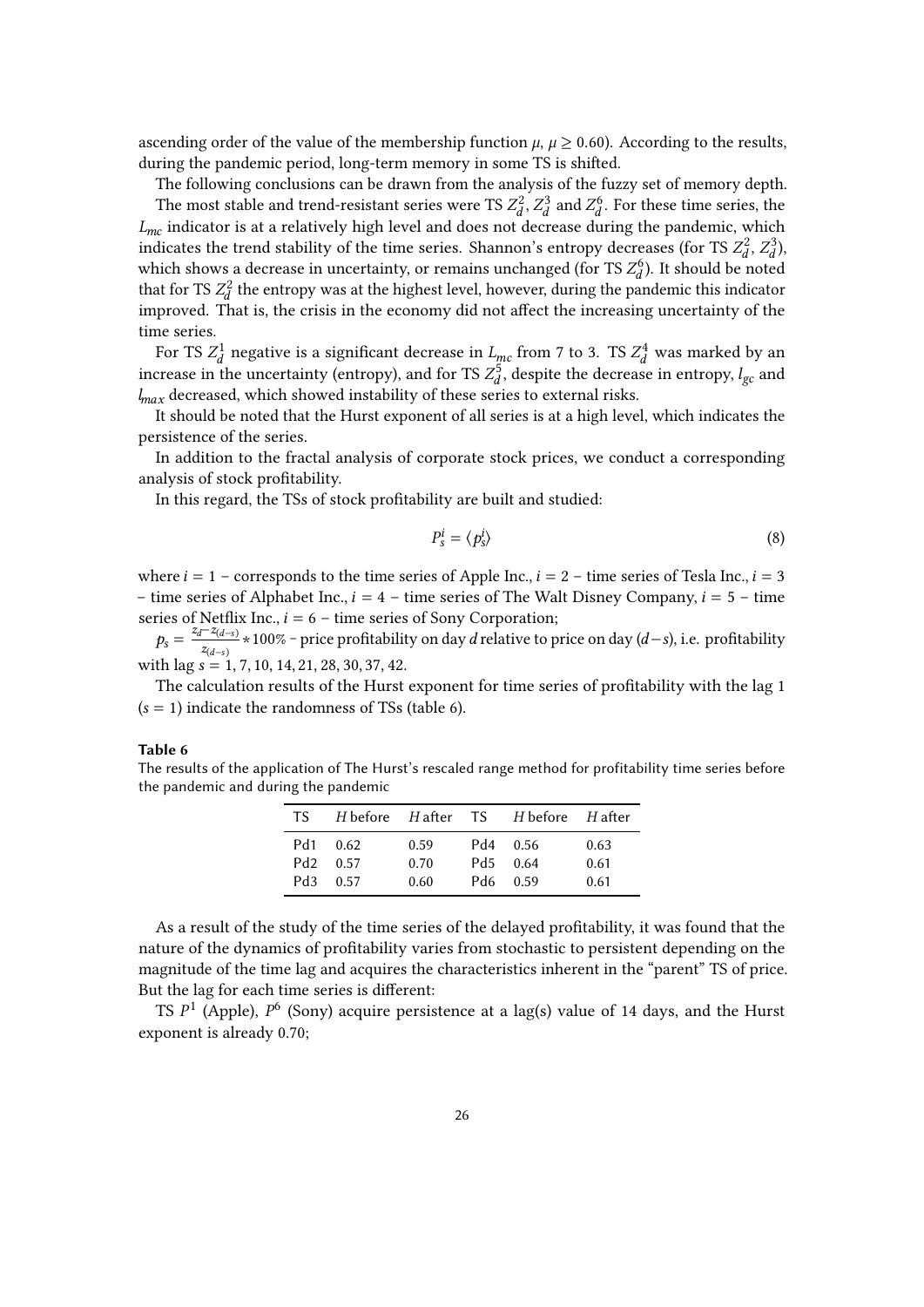ascending order of the value of the membership function $\mu$, $\mu \geq 0.60$). According to the results, during the pandemic period, long-term memory in some TS is shifted.

The following conclusions can be drawn from the analysis of the fuzzy set of memory depth.

The most stable and trend-resistant series were TS $Z_d^2$, $Z_d^3$ and $Z_d^6$. For these time series, the $L_{mc}$ indicator is at a relatively high level and does not decrease during the pandemic, which indicates the trend stability of the time series. Shannon's entropy decreases (for TS $Z_d^2$, $Z_d^3$), which shows a decrease in uncertainty, or remains unchanged (for TS $Z_d^6$). It should be noted that for TS $Z_d^2$ the entropy was at the highest level, however, during the pandemic this indicator improved. That is, the crisis in the economy did not affect the increasing uncertainty of the time series.

For TS $Z_d^1$ negative is a significant decrease in $L_{mc}$ from 7 to 3. TS $Z_d^4$ was marked by an increase in the uncertainty (entropy), and for TS $Z_d^5$, despite the decrease in entropy, $l_{gc}$ and $l_{max}$ decreased, which showed instability of these series to external risks.

It should be noted that the Hurst exponent of all series is at a high level, which indicates the persistence of the series.

In addition to the fractal analysis of corporate stock prices, we conduct a corresponding analysis of stock profitability.

In this regard, the TSs of stock profitability are built and studied:

$$P_s^i = \langle p_s^i \rangle \tag{8}$$

where $i = 1$ – corresponds to the time series of Apple Inc., $i = 2$ – time series of Tesla Inc., $i = 3$ – time series of Alphabet Inc., $i = 4$ – time series of The Walt Disney Company, $i = 5$ – time series of Netflix Inc., $i = 6$ – time series of Sony Corporation;

$p_s = \frac{z_d - z_{(d-s)}}{z_{(d-s)}} * 100\%$ – price profitability on day $d$ relative to price on day $(d-s)$, i.e. profitability with lag $s = 1, 7, 10, 14, 21, 28, 30, 37, 42$.

The calculation results of the Hurst exponent for time series of profitability with the lag 1 ($s = 1$) indicate the randomness of TSs (table 6).

**Table 6**

The results of the application of The Hurst's rescaled range method for profitability time series before the pandemic and during the pandemic

| TS | $H$ before | $H$ after | TS | $H$ before | $H$ after |
|---|---|---|---|---|---|
| Pd1 | 0.62 | 0.59 | Pd4 | 0.56 | 0.63 |
| Pd2 | 0.57 | 0.70 | Pd5 | 0.64 | 0.61 |
| Pd3 | 0.57 | 0.60 | Pd6 | 0.59 | 0.61 |

As a result of the study of the time series of the delayed profitability, it was found that the nature of the dynamics of profitability varies from stochastic to persistent depending on the magnitude of the time lag and acquires the characteristics inherent in the "parent" TS of price. But the lag for each time series is different:

TS $P^1$ (Apple), $P^6$ (Sony) acquire persistence at a lag(s) value of 14 days, and the Hurst exponent is already 0.70;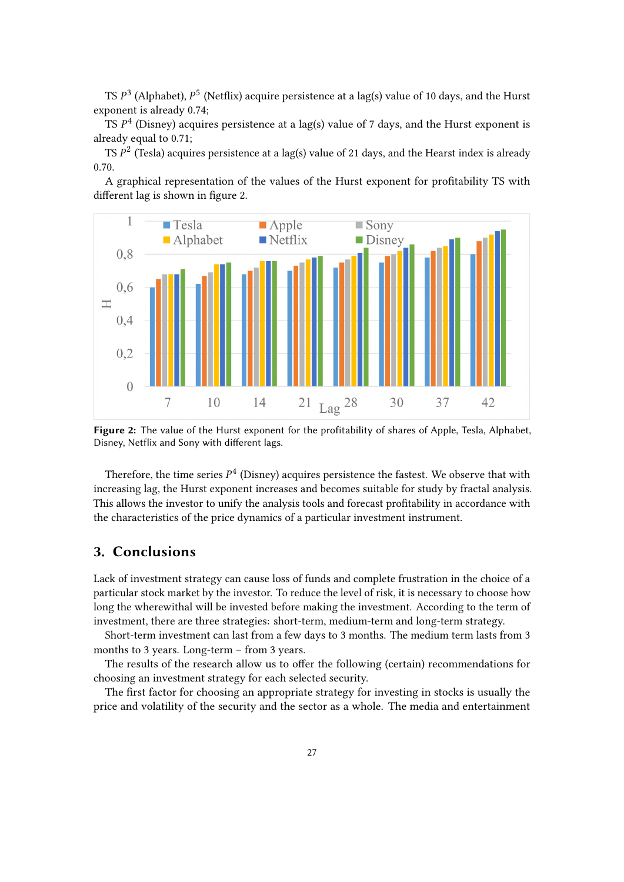TS $P^3$ (Alphabet), $P^5$ (Netflix) acquire persistence at a lag(s) value of 10 days, and the Hurst exponent is already 0.74;

TS $P^4$ (Disney) acquires persistence at a lag(s) value of 7 days, and the Hurst exponent is already equal to 0.71;

TS $P^2$ (Tesla) acquires persistence at a lag(s) value of 21 days, and the Hearst index is already 0.70.

A graphical representation of the values of the Hurst exponent for profitability TS with different lag is shown in figure 2.

**Figure 2:** The value of the Hurst exponent for the profitability of shares of Apple, Tesla, Alphabet, Disney, Netflix and Sony with different lags.

Therefore, the time series $P^4$ (Disney) acquires persistence the fastest. We observe that with increasing lag, the Hurst exponent increases and becomes suitable for study by fractal analysis. This allows the investor to unify the analysis tools and forecast profitability in accordance with the characteristics of the price dynamics of a particular investment instrument.

## 3. Conclusions

Lack of investment strategy can cause loss of funds and complete frustration in the choice of a particular stock market by the investor. To reduce the level of risk, it is necessary to choose how long the wherewithal will be invested before making the investment. According to the term of investment, there are three strategies: short-term, medium-term and long-term strategy.

Short-term investment can last from a few days to 3 months. The medium term lasts from 3 months to 3 years. Long-term – from 3 years.

The results of the research allow us to offer the following (certain) recommendations for choosing an investment strategy for each selected security.

The first factor for choosing an appropriate strategy for investing in stocks is usually the price and volatility of the security and the sector as a whole. The media and entertainment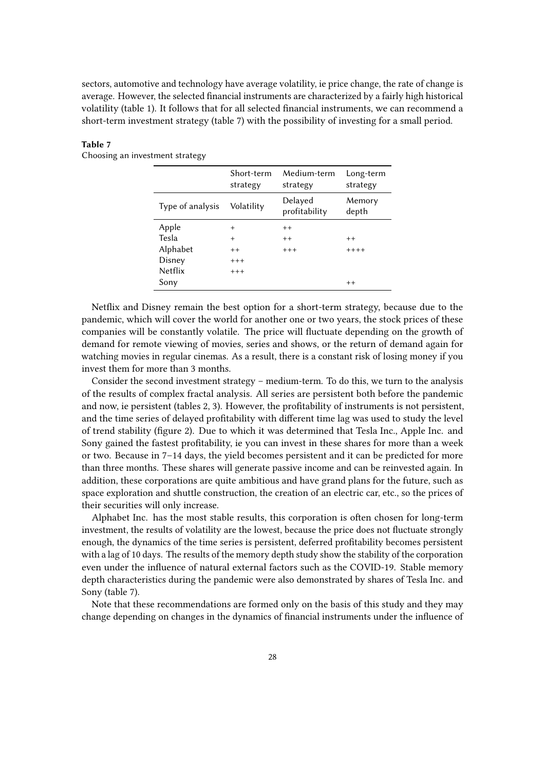sectors, automotive and technology have average volatility, ie price change, the rate of change is average. However, the selected financial instruments are characterized by a fairly high historical volatility (table 1). It follows that for all selected financial instruments, we can recommend a short-term investment strategy (table 7) with the possibility of investing for a small period.

**Table 7**
Choosing an investment strategy

| | Short-term strategy | Medium-term strategy | Long-term strategy |
|---|---|---|---|
| Type of analysis | Volatility | Delayed profitability | Memory depth |
| Apple | + | ++ | |
| Tesla | + | ++ | ++ |
| Alphabet | ++ | +++ | ++++ |
| Disney | +++ | | |
| Netflix | +++ | | |
| Sony | | | ++ |

Netflix and Disney remain the best option for a short-term strategy, because due to the pandemic, which will cover the world for another one or two years, the stock prices of these companies will be constantly volatile. The price will fluctuate depending on the growth of demand for remote viewing of movies, series and shows, or the return of demand again for watching movies in regular cinemas. As a result, there is a constant risk of losing money if you invest them for more than 3 months.

Consider the second investment strategy – medium-term. To do this, we turn to the analysis of the results of complex fractal analysis. All series are persistent both before the pandemic and now, ie persistent (tables 2, 3). However, the profitability of instruments is not persistent, and the time series of delayed profitability with different time lag was used to study the level of trend stability (figure 2). Due to which it was determined that Tesla Inc., Apple Inc. and Sony gained the fastest profitability, ie you can invest in these shares for more than a week or two. Because in 7–14 days, the yield becomes persistent and it can be predicted for more than three months. These shares will generate passive income and can be reinvested again. In addition, these corporations are quite ambitious and have grand plans for the future, such as space exploration and shuttle construction, the creation of an electric car, etc., so the prices of their securities will only increase.

Alphabet Inc. has the most stable results, this corporation is often chosen for long-term investment, the results of volatility are the lowest, because the price does not fluctuate strongly enough, the dynamics of the time series is persistent, deferred profitability becomes persistent with a lag of 10 days. The results of the memory depth study show the stability of the corporation even under the influence of natural external factors such as the COVID-19. Stable memory depth characteristics during the pandemic were also demonstrated by shares of Tesla Inc. and Sony (table 7).

Note that these recommendations are formed only on the basis of this study and they may change depending on changes in the dynamics of financial instruments under the influence of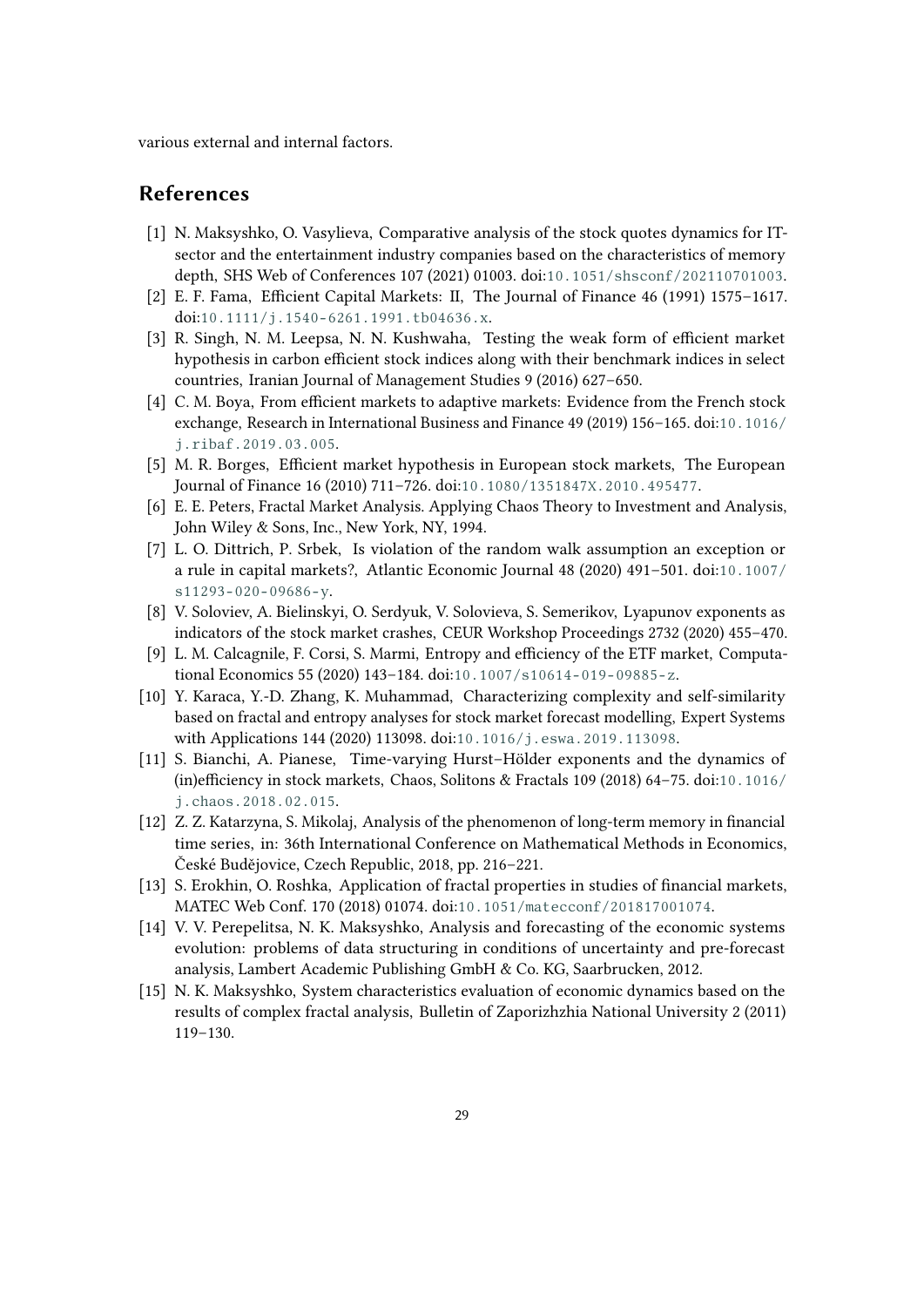various external and internal factors.

## References

[1] N. Maksyshko, O. Vasylieva, Comparative analysis of the stock quotes dynamics for IT-sector and the entertainment industry companies based on the characteristics of memory depth, SHS Web of Conferences 107 (2021) 01003. doi:10.1051/shsconf/202110701003.

[2] E. F. Fama, Efficient Capital Markets: II, The Journal of Finance 46 (1991) 1575–1617. doi:10.1111/j.1540-6261.1991.tb04636.x.

[3] R. Singh, N. M. Leepsa, N. N. Kushwaha, Testing the weak form of efficient market hypothesis in carbon efficient stock indices along with their benchmark indices in select countries, Iranian Journal of Management Studies 9 (2016) 627–650.

[4] C. M. Boya, From efficient markets to adaptive markets: Evidence from the French stock exchange, Research in International Business and Finance 49 (2019) 156–165. doi:10.1016/j.ribaf.2019.03.005.

[5] M. R. Borges, Efficient market hypothesis in European stock markets, The European Journal of Finance 16 (2010) 711–726. doi:10.1080/1351847X.2010.495477.

[6] E. E. Peters, Fractal Market Analysis. Applying Chaos Theory to Investment and Analysis, John Wiley & Sons, Inc., New York, NY, 1994.

[7] L. O. Dittrich, P. Srbek, Is violation of the random walk assumption an exception or a rule in capital markets?, Atlantic Economic Journal 48 (2020) 491–501. doi:10.1007/s11293-020-09686-y.

[8] V. Soloviev, A. Bielinskyi, O. Serdyuk, V. Solovieva, S. Semerikov, Lyapunov exponents as indicators of the stock market crashes, CEUR Workshop Proceedings 2732 (2020) 455–470.

[9] L. M. Calcagnile, F. Corsi, S. Marmi, Entropy and efficiency of the ETF market, Computational Economics 55 (2020) 143–184. doi:10.1007/s10614-019-09885-z.

[10] Y. Karaca, Y.-D. Zhang, K. Muhammad, Characterizing complexity and self-similarity based on fractal and entropy analyses for stock market forecast modelling, Expert Systems with Applications 144 (2020) 113098. doi:10.1016/j.eswa.2019.113098.

[11] S. Bianchi, A. Pianese, Time-varying Hurst–Hölder exponents and the dynamics of (in)efficiency in stock markets, Chaos, Solitons & Fractals 109 (2018) 64–75. doi:10.1016/j.chaos.2018.02.015.

[12] Z. Z. Katarzyna, S. Mikolaj, Analysis of the phenomenon of long-term memory in financial time series, in: 36th International Conference on Mathematical Methods in Economics, České Budějovice, Czech Republic, 2018, pp. 216–221.

[13] S. Erokhin, O. Roshka, Application of fractal properties in studies of financial markets, MATEC Web Conf. 170 (2018) 01074. doi:10.1051/matecconf/201817001074.

[14] V. V. Perepelitsa, N. K. Maksyshko, Analysis and forecasting of the economic systems evolution: problems of data structuring in conditions of uncertainty and pre-forecast analysis, Lambert Academic Publishing GmbH & Co. KG, Saarbrucken, 2012.

[15] N. K. Maksyshko, System characteristics evaluation of economic dynamics based on the results of complex fractal analysis, Bulletin of Zaporizhzhia National University 2 (2011) 119–130.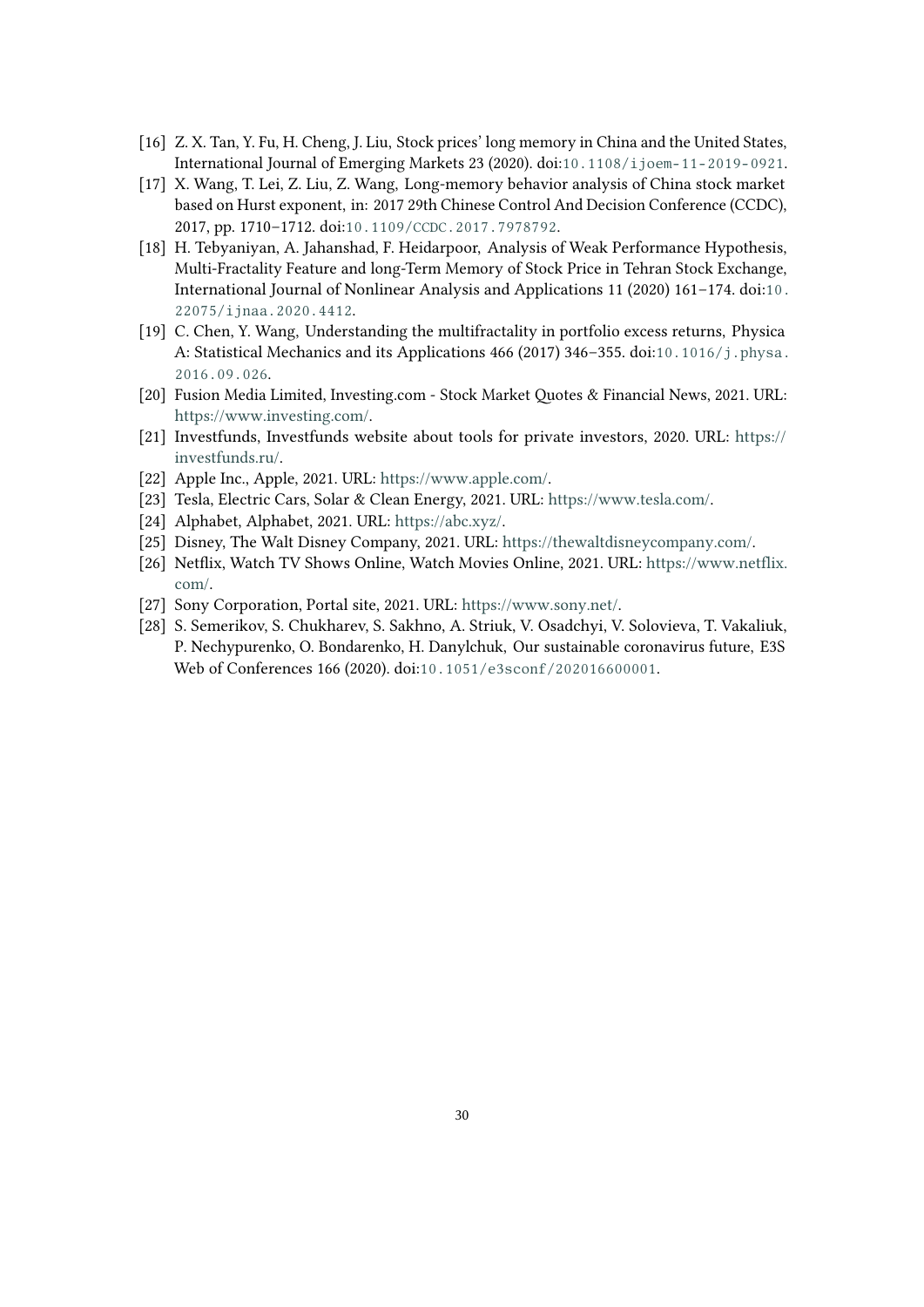[16] Z. X. Tan, Y. Fu, H. Cheng, J. Liu, Stock prices' long memory in China and the United States, International Journal of Emerging Markets 23 (2020). doi:10.1108/ijoem-11-2019-0921.

[17] X. Wang, T. Lei, Z. Liu, Z. Wang, Long-memory behavior analysis of China stock market based on Hurst exponent, in: 2017 29th Chinese Control And Decision Conference (CCDC), 2017, pp. 1710–1712. doi:10.1109/CCDC.2017.7978792.

[18] H. Tebyaniyan, A. Jahanshad, F. Heidarpoor, Analysis of Weak Performance Hypothesis, Multi-Fractality Feature and long-Term Memory of Stock Price in Tehran Stock Exchange, International Journal of Nonlinear Analysis and Applications 11 (2020) 161–174. doi:10.22075/ijnaa.2020.4412.

[19] C. Chen, Y. Wang, Understanding the multifractality in portfolio excess returns, Physica A: Statistical Mechanics and its Applications 466 (2017) 346–355. doi:10.1016/j.physa.2016.09.026.

[20] Fusion Media Limited, Investing.com - Stock Market Quotes & Financial News, 2021. URL: https://www.investing.com/.

[21] Investfunds, Investfunds website about tools for private investors, 2020. URL: https://investfunds.ru/.

[22] Apple Inc., Apple, 2021. URL: https://www.apple.com/.

[23] Tesla, Electric Cars, Solar & Clean Energy, 2021. URL: https://www.tesla.com/.

[24] Alphabet, Alphabet, 2021. URL: https://abc.xyz/.

[25] Disney, The Walt Disney Company, 2021. URL: https://thewaltdisneycompany.com/.

[26] Netflix, Watch TV Shows Online, Watch Movies Online, 2021. URL: https://www.netflix.com/.

[27] Sony Corporation, Portal site, 2021. URL: https://www.sony.net/.

[28] S. Semerikov, S. Chukharev, S. Sakhno, A. Striuk, V. Osadchyi, V. Solovieva, T. Vakaliuk, P. Nechypurenko, O. Bondarenko, H. Danylchuk, Our sustainable coronavirus future, E3S Web of Conferences 166 (2020). doi:10.1051/e3sconf/202016600001.